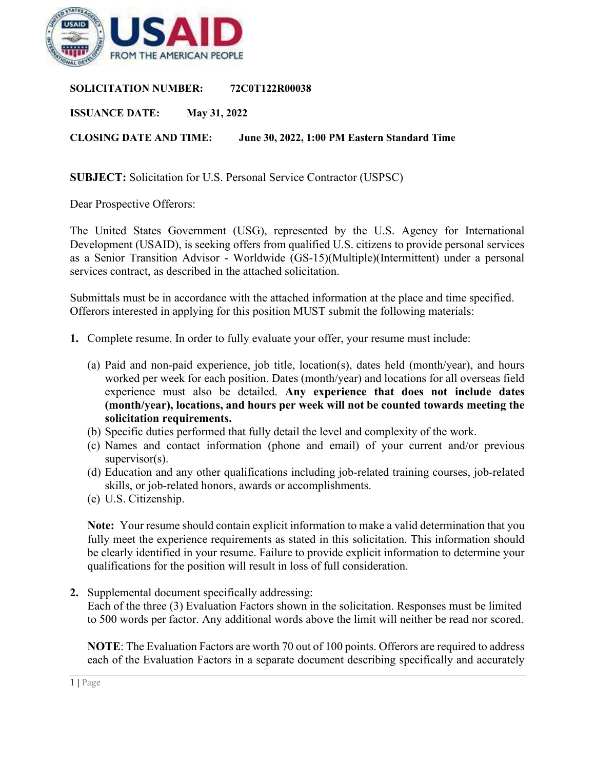**SOLICITATION NUMBER:** 72C0T122R00038

**ISSUANCE DATE:** May 31, 2022

**CLOSING DATE AND TIME:** June 30, 2022, 1:00 PM Eastern Standard Time

**SUBJECT:** Solicitation for U.S. Personal Service Contractor (USPSC)

Dear Prospective Offerors:

The United States Government (USG), represented by the U.S. Agency for International Development (USAID), is seeking offers from qualified U.S. citizens to provide personal services as a Senior Transition Advisor - Worldwide (GS-15)(Multiple)(Intermittent) under a personal services contract, as described in the attached solicitation.

Submittals must be in accordance with the attached information at the place and time specified. Offerors interested in applying for this position MUST submit the following materials:

1. Complete resume. In order to fully evaluate your offer, your resume must include:

   (a) Paid and non-paid experience, job title, location(s), dates held (month/year), and hours worked per week for each position. Dates (month/year) and locations for all overseas field experience must also be detailed. **Any experience that does not include dates (month/year), locations, and hours per week will not be counted towards meeting the solicitation requirements.**
   (b) Specific duties performed that fully detail the level and complexity of the work.
   (c) Names and contact information (phone and email) of your current and/or previous supervisor(s).
   (d) Education and any other qualifications including job-related training courses, job-related skills, or job-related honors, awards or accomplishments.
   (e) U.S. Citizenship.

   **Note:** Your resume should contain explicit information to make a valid determination that you fully meet the experience requirements as stated in this solicitation. This information should be clearly identified in your resume. Failure to provide explicit information to determine your qualifications for the position will result in loss of full consideration.

2. Supplemental document specifically addressing:
   Each of the three (3) Evaluation Factors shown in the solicitation. Responses must be limited to 500 words per factor. Any additional words above the limit will neither be read nor scored.

   **NOTE**: The Evaluation Factors are worth 70 out of 100 points. Offerors are required to address each of the Evaluation Factors in a separate document describing specifically and accurately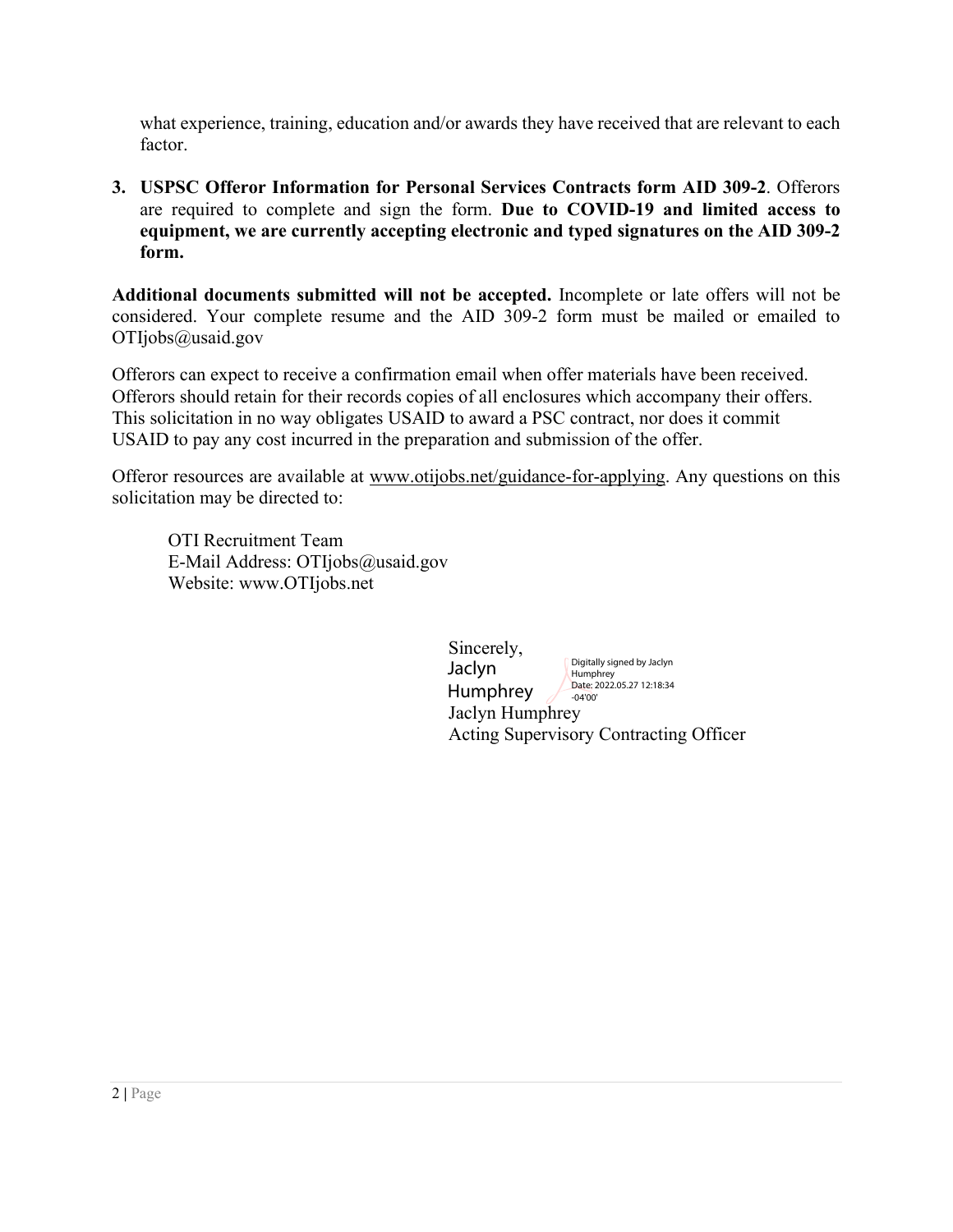what experience, training, education and/or awards they have received that are relevant to each factor.

3. **USPSC Offeror Information for Personal Services Contracts form AID 309-2**. Offerors are required to complete and sign the form. **Due to COVID-19 and limited access to equipment, we are currently accepting electronic and typed signatures on the AID 309-2 form.**

**Additional documents submitted will not be accepted.** Incomplete or late offers will not be considered. Your complete resume and the AID 309-2 form must be mailed or emailed to OTIjobs@usaid.gov

Offerors can expect to receive a confirmation email when offer materials have been received. Offerors should retain for their records copies of all enclosures which accompany their offers. This solicitation in no way obligates USAID to award a PSC contract, nor does it commit USAID to pay any cost incurred in the preparation and submission of the offer.

Offeror resources are available at www.otijobs.net/guidance-for-applying. Any questions on this solicitation may be directed to:

OTI Recruitment Team
E-Mail Address: OTIjobs@usaid.gov
Website: www.OTIjobs.net

Sincerely,
Jaclyn Humphrey
Digitally signed by Jaclyn Humphrey
Date: 2022.05.27 12:18:34 -04'00'
Jaclyn Humphrey
Acting Supervisory Contracting Officer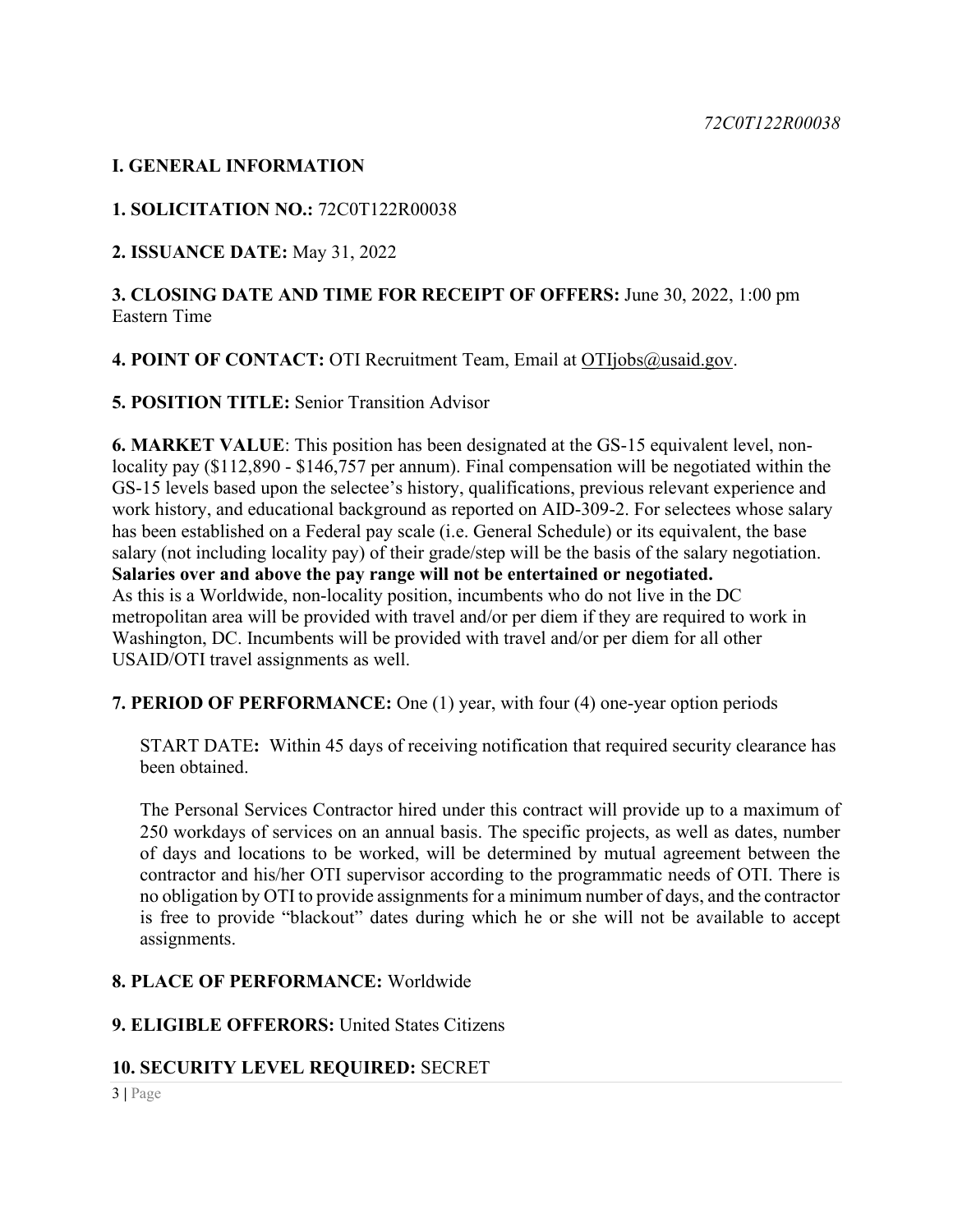## I. GENERAL INFORMATION

**1. SOLICITATION NO.:** 72C0T122R00038

**2. ISSUANCE DATE:** May 31, 2022

**3. CLOSING DATE AND TIME FOR RECEIPT OF OFFERS:** June 30, 2022, 1:00 pm Eastern Time

**4. POINT OF CONTACT:** OTI Recruitment Team, Email at OTIjobs@usaid.gov.

**5. POSITION TITLE:** Senior Transition Advisor

**6. MARKET VALUE**: This position has been designated at the GS-15 equivalent level, non-locality pay ($112,890 - $146,757 per annum). Final compensation will be negotiated within the GS-15 levels based upon the selectee's history, qualifications, previous relevant experience and work history, and educational background as reported on AID-309-2. For selectees whose salary has been established on a Federal pay scale (i.e. General Schedule) or its equivalent, the base salary (not including locality pay) of their grade/step will be the basis of the salary negotiation. **Salaries over and above the pay range will not be entertained or negotiated.**
As this is a Worldwide, non-locality position, incumbents who do not live in the DC metropolitan area will be provided with travel and/or per diem if they are required to work in Washington, DC. Incumbents will be provided with travel and/or per diem for all other USAID/OTI travel assignments as well.

**7. PERIOD OF PERFORMANCE:** One (1) year, with four (4) one-year option periods

START DATE**:** Within 45 days of receiving notification that required security clearance has been obtained.

The Personal Services Contractor hired under this contract will provide up to a maximum of 250 workdays of services on an annual basis. The specific projects, as well as dates, number of days and locations to be worked, will be determined by mutual agreement between the contractor and his/her OTI supervisor according to the programmatic needs of OTI. There is no obligation by OTI to provide assignments for a minimum number of days, and the contractor is free to provide "blackout" dates during which he or she will not be available to accept assignments.

**8. PLACE OF PERFORMANCE:** Worldwide

**9. ELIGIBLE OFFERORS:** United States Citizens

**10. SECURITY LEVEL REQUIRED:** SECRET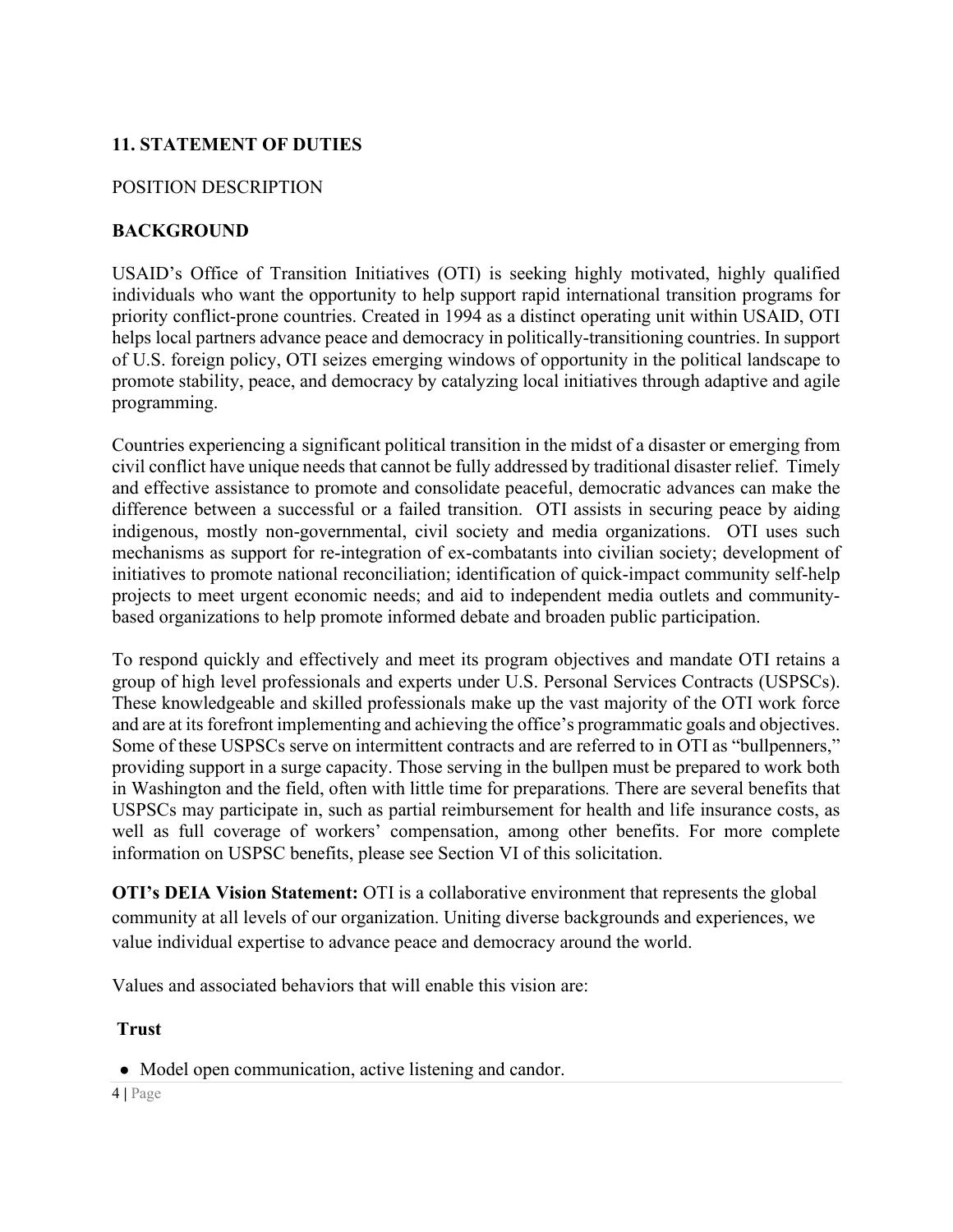**11. STATEMENT OF DUTIES**

POSITION DESCRIPTION

**BACKGROUND**

USAID's Office of Transition Initiatives (OTI) is seeking highly motivated, highly qualified individuals who want the opportunity to help support rapid international transition programs for priority conflict-prone countries. Created in 1994 as a distinct operating unit within USAID, OTI helps local partners advance peace and democracy in politically-transitioning countries. In support of U.S. foreign policy, OTI seizes emerging windows of opportunity in the political landscape to promote stability, peace, and democracy by catalyzing local initiatives through adaptive and agile programming.

Countries experiencing a significant political transition in the midst of a disaster or emerging from civil conflict have unique needs that cannot be fully addressed by traditional disaster relief. Timely and effective assistance to promote and consolidate peaceful, democratic advances can make the difference between a successful or a failed transition. OTI assists in securing peace by aiding indigenous, mostly non-governmental, civil society and media organizations. OTI uses such mechanisms as support for re-integration of ex-combatants into civilian society; development of initiatives to promote national reconciliation; identification of quick-impact community self-help projects to meet urgent economic needs; and aid to independent media outlets and community-based organizations to help promote informed debate and broaden public participation.

To respond quickly and effectively and meet its program objectives and mandate OTI retains a group of high level professionals and experts under U.S. Personal Services Contracts (USPSCs). These knowledgeable and skilled professionals make up the vast majority of the OTI work force and are at its forefront implementing and achieving the office's programmatic goals and objectives. Some of these USPSCs serve on intermittent contracts and are referred to in OTI as "bullpenners," providing support in a surge capacity. Those serving in the bullpen must be prepared to work both in Washington and the field, often with little time for preparations. There are several benefits that USPSCs may participate in, such as partial reimbursement for health and life insurance costs, as well as full coverage of workers' compensation, among other benefits. For more complete information on USPSC benefits, please see Section VI of this solicitation.

**OTI's DEIA Vision Statement:** OTI is a collaborative environment that represents the global community at all levels of our organization. Uniting diverse backgrounds and experiences, we value individual expertise to advance peace and democracy around the world.

Values and associated behaviors that will enable this vision are:

**Trust**

- Model open communication, active listening and candor.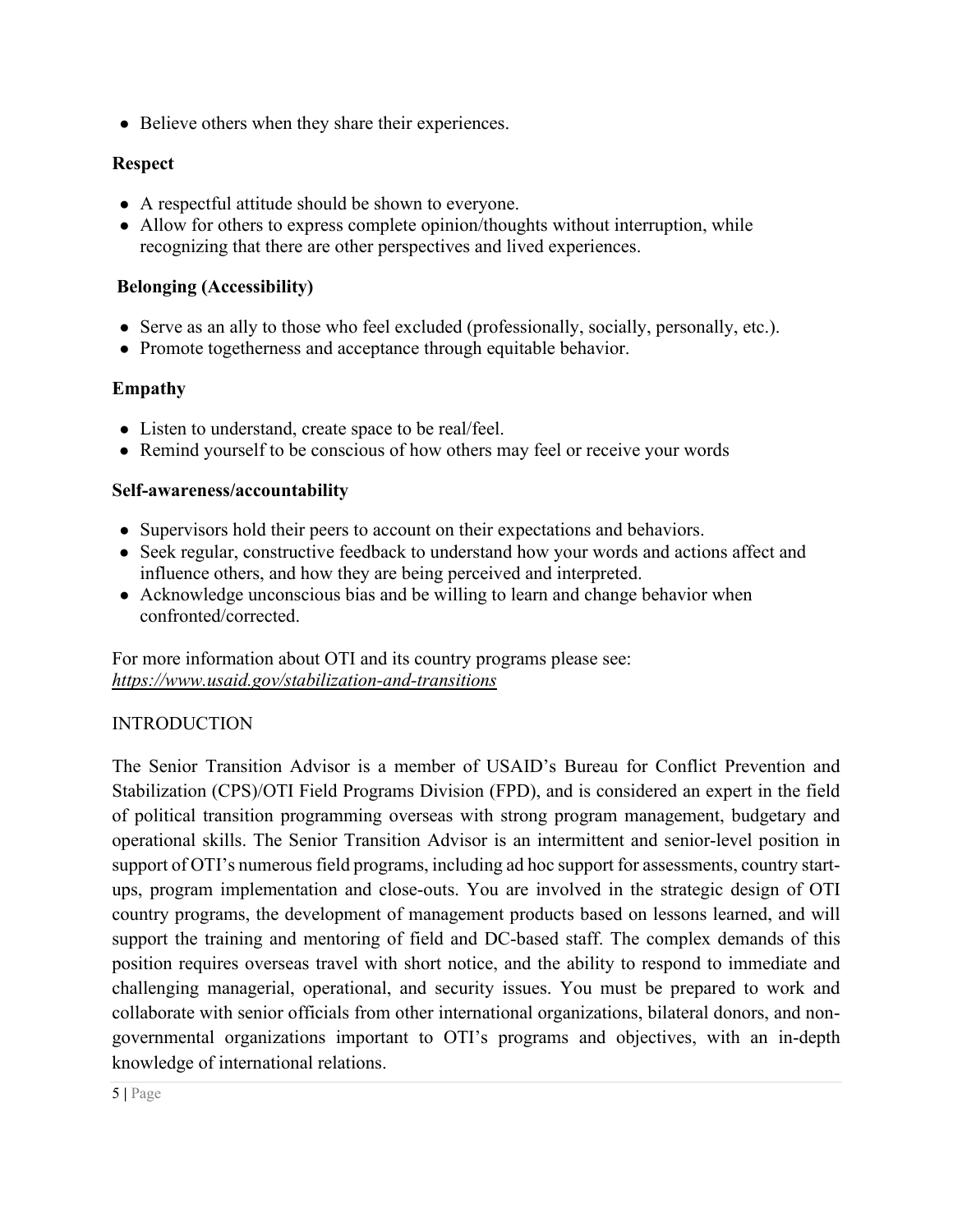- Believe others when they share their experiences.

**Respect**

- A respectful attitude should be shown to everyone.
- Allow for others to express complete opinion/thoughts without interruption, while recognizing that there are other perspectives and lived experiences.

**Belonging (Accessibility)**

- Serve as an ally to those who feel excluded (professionally, socially, personally, etc.).
- Promote togetherness and acceptance through equitable behavior.

**Empathy**

- Listen to understand, create space to be real/feel.
- Remind yourself to be conscious of how others may feel or receive your words

**Self-awareness/accountability**

- Supervisors hold their peers to account on their expectations and behaviors.
- Seek regular, constructive feedback to understand how your words and actions affect and influence others, and how they are being perceived and interpreted.
- Acknowledge unconscious bias and be willing to learn and change behavior when confronted/corrected.

For more information about OTI and its country programs please see: *https://www.usaid.gov/stabilization-and-transitions*

INTRODUCTION

The Senior Transition Advisor is a member of USAID's Bureau for Conflict Prevention and Stabilization (CPS)/OTI Field Programs Division (FPD), and is considered an expert in the field of political transition programming overseas with strong program management, budgetary and operational skills. The Senior Transition Advisor is an intermittent and senior-level position in support of OTI's numerous field programs, including ad hoc support for assessments, country start-ups, program implementation and close-outs. You are involved in the strategic design of OTI country programs, the development of management products based on lessons learned, and will support the training and mentoring of field and DC-based staff. The complex demands of this position requires overseas travel with short notice, and the ability to respond to immediate and challenging managerial, operational, and security issues. You must be prepared to work and collaborate with senior officials from other international organizations, bilateral donors, and non-governmental organizations important to OTI's programs and objectives, with an in-depth knowledge of international relations.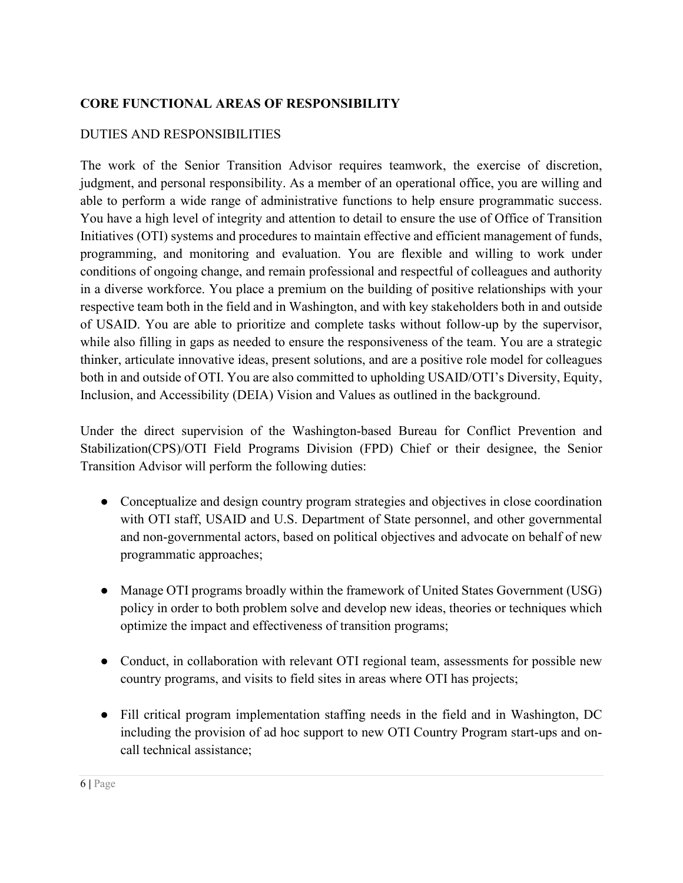**CORE FUNCTIONAL AREAS OF RESPONSIBILITY**

DUTIES AND RESPONSIBILITIES

The work of the Senior Transition Advisor requires teamwork, the exercise of discretion, judgment, and personal responsibility. As a member of an operational office, you are willing and able to perform a wide range of administrative functions to help ensure programmatic success. You have a high level of integrity and attention to detail to ensure the use of Office of Transition Initiatives (OTI) systems and procedures to maintain effective and efficient management of funds, programming, and monitoring and evaluation. You are flexible and willing to work under conditions of ongoing change, and remain professional and respectful of colleagues and authority in a diverse workforce. You place a premium on the building of positive relationships with your respective team both in the field and in Washington, and with key stakeholders both in and outside of USAID. You are able to prioritize and complete tasks without follow-up by the supervisor, while also filling in gaps as needed to ensure the responsiveness of the team. You are a strategic thinker, articulate innovative ideas, present solutions, and are a positive role model for colleagues both in and outside of OTI. You are also committed to upholding USAID/OTI's Diversity, Equity, Inclusion, and Accessibility (DEIA) Vision and Values as outlined in the background.

Under the direct supervision of the Washington-based Bureau for Conflict Prevention and Stabilization(CPS)/OTI Field Programs Division (FPD) Chief or their designee, the Senior Transition Advisor will perform the following duties:

- Conceptualize and design country program strategies and objectives in close coordination with OTI staff, USAID and U.S. Department of State personnel, and other governmental and non-governmental actors, based on political objectives and advocate on behalf of new programmatic approaches;
- Manage OTI programs broadly within the framework of United States Government (USG) policy in order to both problem solve and develop new ideas, theories or techniques which optimize the impact and effectiveness of transition programs;
- Conduct, in collaboration with relevant OTI regional team, assessments for possible new country programs, and visits to field sites in areas where OTI has projects;
- Fill critical program implementation staffing needs in the field and in Washington, DC including the provision of ad hoc support to new OTI Country Program start-ups and on-call technical assistance;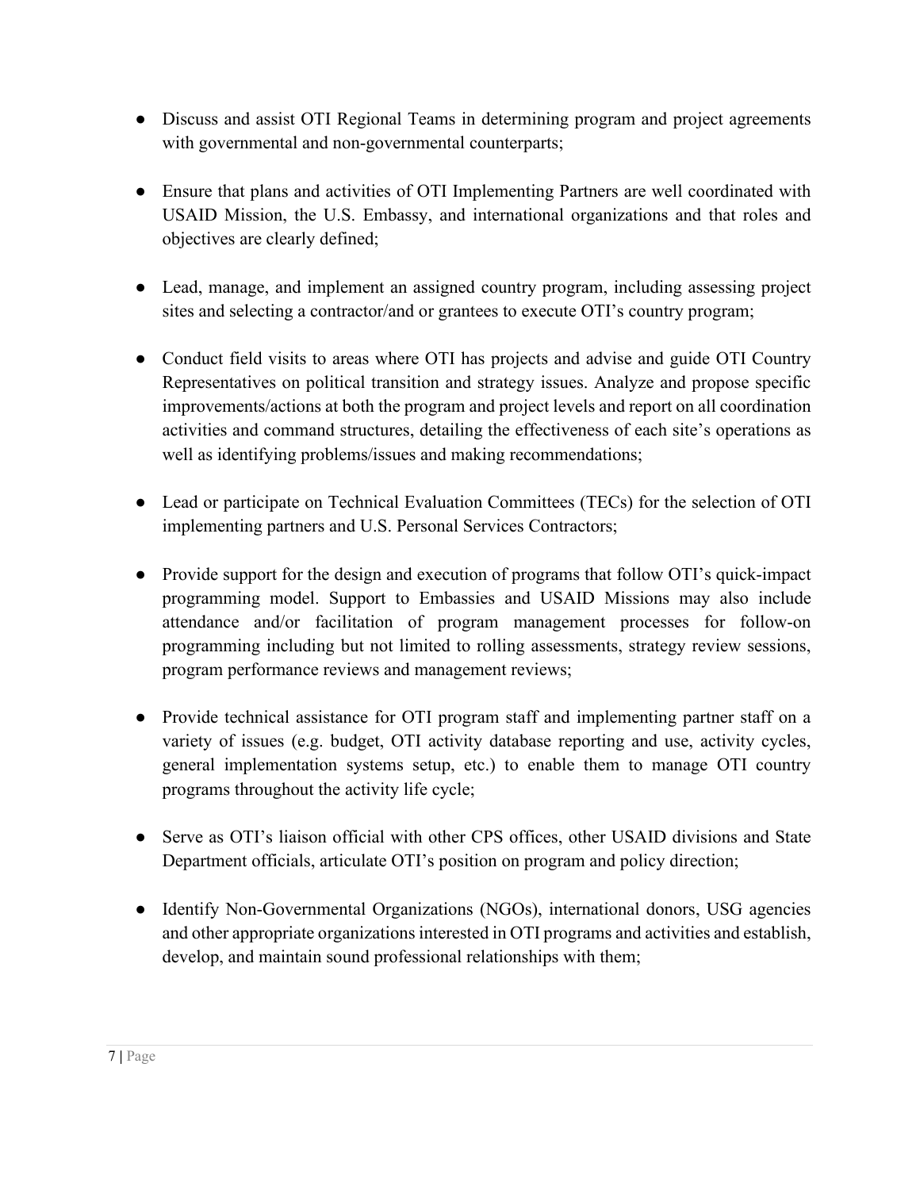- Discuss and assist OTI Regional Teams in determining program and project agreements with governmental and non-governmental counterparts;

- Ensure that plans and activities of OTI Implementing Partners are well coordinated with USAID Mission, the U.S. Embassy, and international organizations and that roles and objectives are clearly defined;

- Lead, manage, and implement an assigned country program, including assessing project sites and selecting a contractor/and or grantees to execute OTI's country program;

- Conduct field visits to areas where OTI has projects and advise and guide OTI Country Representatives on political transition and strategy issues. Analyze and propose specific improvements/actions at both the program and project levels and report on all coordination activities and command structures, detailing the effectiveness of each site's operations as well as identifying problems/issues and making recommendations;

- Lead or participate on Technical Evaluation Committees (TECs) for the selection of OTI implementing partners and U.S. Personal Services Contractors;

- Provide support for the design and execution of programs that follow OTI's quick-impact programming model. Support to Embassies and USAID Missions may also include attendance and/or facilitation of program management processes for follow-on programming including but not limited to rolling assessments, strategy review sessions, program performance reviews and management reviews;

- Provide technical assistance for OTI program staff and implementing partner staff on a variety of issues (e.g. budget, OTI activity database reporting and use, activity cycles, general implementation systems setup, etc.) to enable them to manage OTI country programs throughout the activity life cycle;

- Serve as OTI's liaison official with other CPS offices, other USAID divisions and State Department officials, articulate OTI's position on program and policy direction;

- Identify Non-Governmental Organizations (NGOs), international donors, USG agencies and other appropriate organizations interested in OTI programs and activities and establish, develop, and maintain sound professional relationships with them;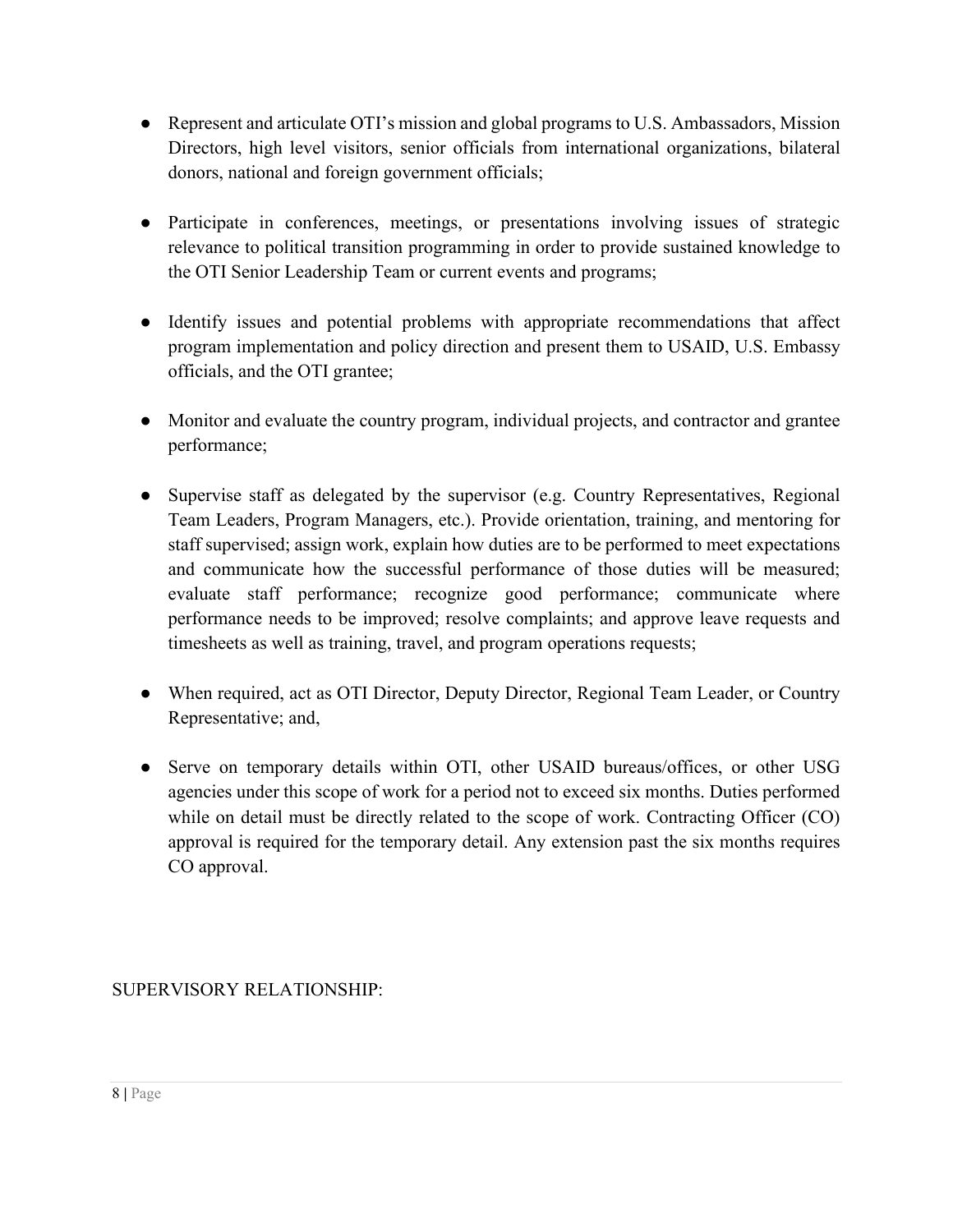- Represent and articulate OTI's mission and global programs to U.S. Ambassadors, Mission Directors, high level visitors, senior officials from international organizations, bilateral donors, national and foreign government officials;

- Participate in conferences, meetings, or presentations involving issues of strategic relevance to political transition programming in order to provide sustained knowledge to the OTI Senior Leadership Team or current events and programs;

- Identify issues and potential problems with appropriate recommendations that affect program implementation and policy direction and present them to USAID, U.S. Embassy officials, and the OTI grantee;

- Monitor and evaluate the country program, individual projects, and contractor and grantee performance;

- Supervise staff as delegated by the supervisor (e.g. Country Representatives, Regional Team Leaders, Program Managers, etc.). Provide orientation, training, and mentoring for staff supervised; assign work, explain how duties are to be performed to meet expectations and communicate how the successful performance of those duties will be measured; evaluate staff performance; recognize good performance; communicate where performance needs to be improved; resolve complaints; and approve leave requests and timesheets as well as training, travel, and program operations requests;

- When required, act as OTI Director, Deputy Director, Regional Team Leader, or Country Representative; and,

- Serve on temporary details within OTI, other USAID bureaus/offices, or other USG agencies under this scope of work for a period not to exceed six months. Duties performed while on detail must be directly related to the scope of work. Contracting Officer (CO) approval is required for the temporary detail. Any extension past the six months requires CO approval.

SUPERVISORY RELATIONSHIP: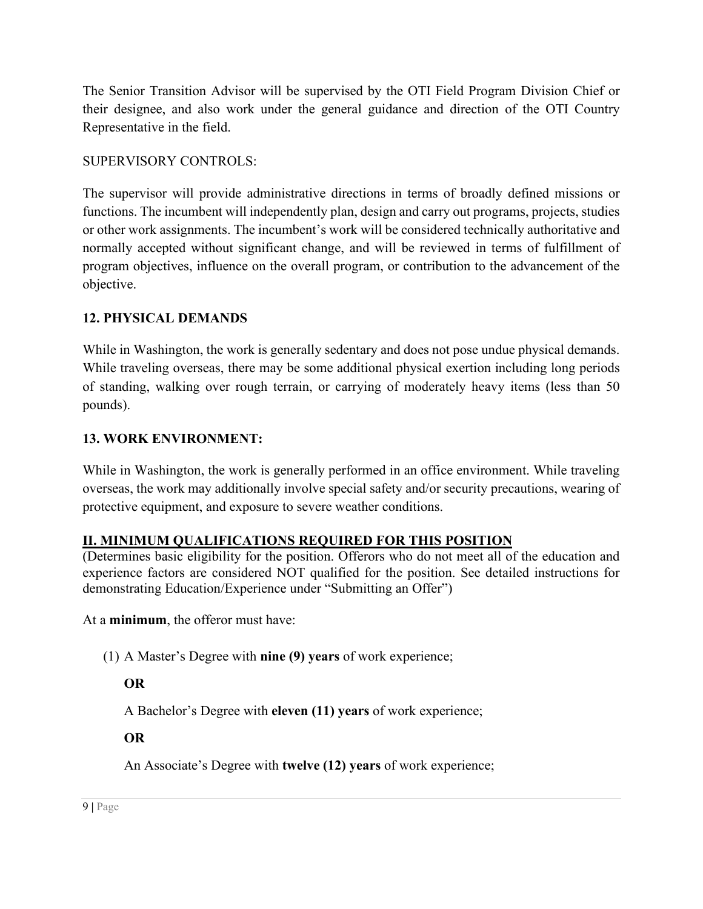The Senior Transition Advisor will be supervised by the OTI Field Program Division Chief or their designee, and also work under the general guidance and direction of the OTI Country Representative in the field.

SUPERVISORY CONTROLS:

The supervisor will provide administrative directions in terms of broadly defined missions or functions. The incumbent will independently plan, design and carry out programs, projects, studies or other work assignments. The incumbent's work will be considered technically authoritative and normally accepted without significant change, and will be reviewed in terms of fulfillment of program objectives, influence on the overall program, or contribution to the advancement of the objective.

### 12. PHYSICAL DEMANDS

While in Washington, the work is generally sedentary and does not pose undue physical demands. While traveling overseas, there may be some additional physical exertion including long periods of standing, walking over rough terrain, or carrying of moderately heavy items (less than 50 pounds).

### 13. WORK ENVIRONMENT:

While in Washington, the work is generally performed in an office environment. While traveling overseas, the work may additionally involve special safety and/or security precautions, wearing of protective equipment, and exposure to severe weather conditions.

## II. MINIMUM QUALIFICATIONS REQUIRED FOR THIS POSITION

(Determines basic eligibility for the position. Offerors who do not meet all of the education and experience factors are considered NOT qualified for the position. See detailed instructions for demonstrating Education/Experience under "Submitting an Offer")

At a **minimum**, the offeror must have:

(1) A Master's Degree with **nine (9) years** of work experience;

**OR**

A Bachelor's Degree with **eleven (11) years** of work experience;

**OR**

An Associate's Degree with **twelve (12) years** of work experience;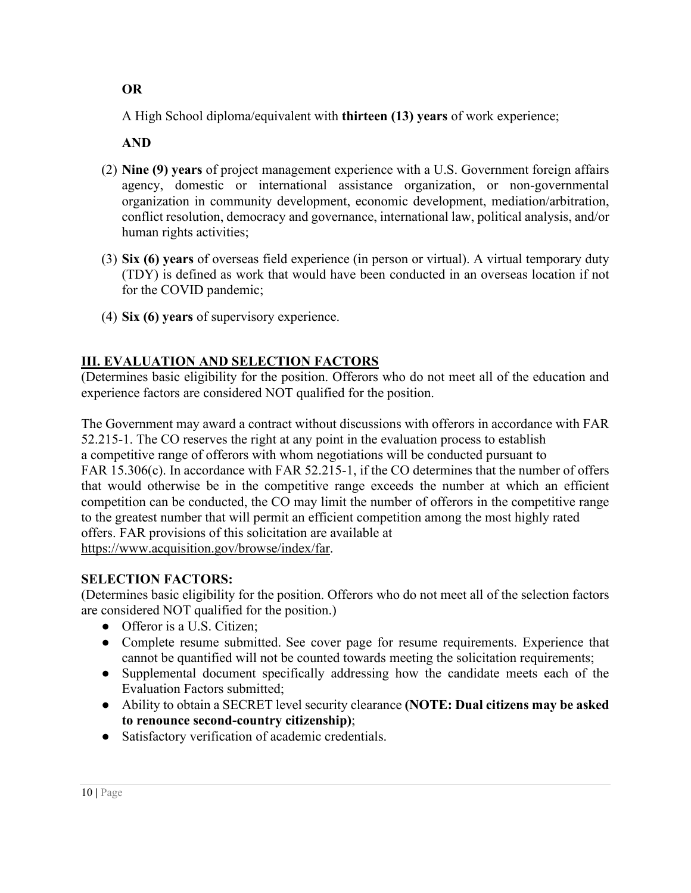**OR**

A High School diploma/equivalent with **thirteen (13) years** of work experience;

**AND**

(2) **Nine (9) years** of project management experience with a U.S. Government foreign affairs agency, domestic or international assistance organization, or non-governmental organization in community development, economic development, mediation/arbitration, conflict resolution, democracy and governance, international law, political analysis, and/or human rights activities;

(3) **Six (6) years** of overseas field experience (in person or virtual). A virtual temporary duty (TDY) is defined as work that would have been conducted in an overseas location if not for the COVID pandemic;

(4) **Six (6) years** of supervisory experience.

## III. EVALUATION AND SELECTION FACTORS

(Determines basic eligibility for the position. Offerors who do not meet all of the education and experience factors are considered NOT qualified for the position.

The Government may award a contract without discussions with offerors in accordance with FAR 52.215-1. The CO reserves the right at any point in the evaluation process to establish a competitive range of offerors with whom negotiations will be conducted pursuant to FAR 15.306(c). In accordance with FAR 52.215-1, if the CO determines that the number of offers that would otherwise be in the competitive range exceeds the number at which an efficient competition can be conducted, the CO may limit the number of offerors in the competitive range to the greatest number that will permit an efficient competition among the most highly rated offers. FAR provisions of this solicitation are available at https://www.acquisition.gov/browse/index/far.

### SELECTION FACTORS:

(Determines basic eligibility for the position. Offerors who do not meet all of the selection factors are considered NOT qualified for the position.)

- Offeror is a U.S. Citizen;
- Complete resume submitted. See cover page for resume requirements. Experience that cannot be quantified will not be counted towards meeting the solicitation requirements;
- Supplemental document specifically addressing how the candidate meets each of the Evaluation Factors submitted;
- Ability to obtain a SECRET level security clearance **(NOTE: Dual citizens may be asked to renounce second-country citizenship)**;
- Satisfactory verification of academic credentials.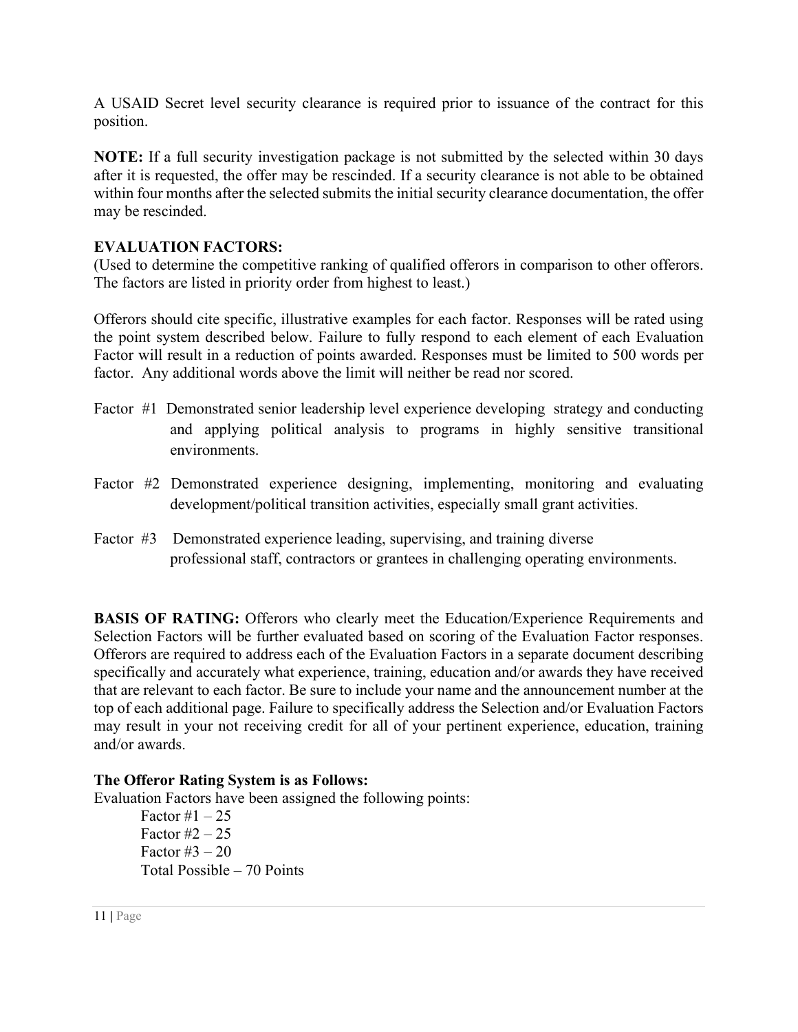A USAID Secret level security clearance is required prior to issuance of the contract for this position.

**NOTE:** If a full security investigation package is not submitted by the selected within 30 days after it is requested, the offer may be rescinded. If a security clearance is not able to be obtained within four months after the selected submits the initial security clearance documentation, the offer may be rescinded.

**EVALUATION FACTORS:**
(Used to determine the competitive ranking of qualified offerors in comparison to other offerors. The factors are listed in priority order from highest to least.)

Offerors should cite specific, illustrative examples for each factor. Responses will be rated using the point system described below. Failure to fully respond to each element of each Evaluation Factor will result in a reduction of points awarded. Responses must be limited to 500 words per factor. Any additional words above the limit will neither be read nor scored.

Factor #1 Demonstrated senior leadership level experience developing strategy and conducting and applying political analysis to programs in highly sensitive transitional environments.

Factor #2 Demonstrated experience designing, implementing, monitoring and evaluating development/political transition activities, especially small grant activities.

Factor #3 Demonstrated experience leading, supervising, and training diverse professional staff, contractors or grantees in challenging operating environments.

**BASIS OF RATING:** Offerors who clearly meet the Education/Experience Requirements and Selection Factors will be further evaluated based on scoring of the Evaluation Factor responses. Offerors are required to address each of the Evaluation Factors in a separate document describing specifically and accurately what experience, training, education and/or awards they have received that are relevant to each factor. Be sure to include your name and the announcement number at the top of each additional page. Failure to specifically address the Selection and/or Evaluation Factors may result in your not receiving credit for all of your pertinent experience, education, training and/or awards.

**The Offeror Rating System is as Follows:**
Evaluation Factors have been assigned the following points:

Factor #1 – 25
Factor #2 – 25
Factor #3 – 20
Total Possible – 70 Points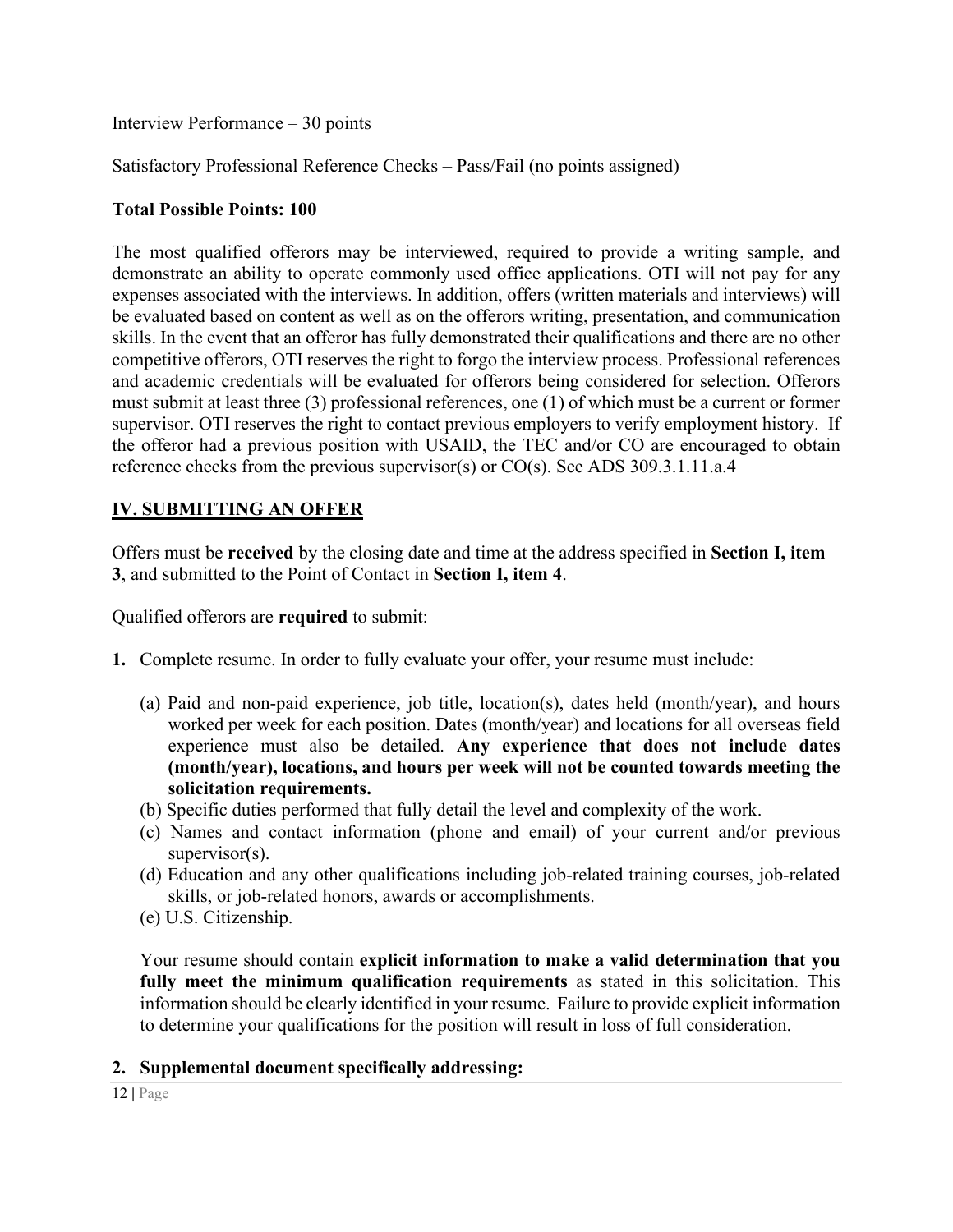Interview Performance – 30 points

Satisfactory Professional Reference Checks – Pass/Fail (no points assigned)

**Total Possible Points: 100**

The most qualified offerors may be interviewed, required to provide a writing sample, and demonstrate an ability to operate commonly used office applications. OTI will not pay for any expenses associated with the interviews. In addition, offers (written materials and interviews) will be evaluated based on content as well as on the offerors writing, presentation, and communication skills. In the event that an offeror has fully demonstrated their qualifications and there are no other competitive offerors, OTI reserves the right to forgo the interview process. Professional references and academic credentials will be evaluated for offerors being considered for selection. Offerors must submit at least three (3) professional references, one (1) of which must be a current or former supervisor. OTI reserves the right to contact previous employers to verify employment history. If the offeror had a previous position with USAID, the TEC and/or CO are encouraged to obtain reference checks from the previous supervisor(s) or CO(s). See ADS 309.3.1.11.a.4

## IV. SUBMITTING AN OFFER

Offers must be **received** by the closing date and time at the address specified in **Section I, item 3**, and submitted to the Point of Contact in **Section I, item 4**.

Qualified offerors are **required** to submit:

1. Complete resume. In order to fully evaluate your offer, your resume must include:

   (a) Paid and non-paid experience, job title, location(s), dates held (month/year), and hours worked per week for each position. Dates (month/year) and locations for all overseas field experience must also be detailed. **Any experience that does not include dates (month/year), locations, and hours per week will not be counted towards meeting the solicitation requirements.**
   (b) Specific duties performed that fully detail the level and complexity of the work.
   (c) Names and contact information (phone and email) of your current and/or previous supervisor(s).
   (d) Education and any other qualifications including job-related training courses, job-related skills, or job-related honors, awards or accomplishments.
   (e) U.S. Citizenship.

   Your resume should contain **explicit information to make a valid determination that you fully meet the minimum qualification requirements** as stated in this solicitation. This information should be clearly identified in your resume. Failure to provide explicit information to determine your qualifications for the position will result in loss of full consideration.

2. **Supplemental document specifically addressing:**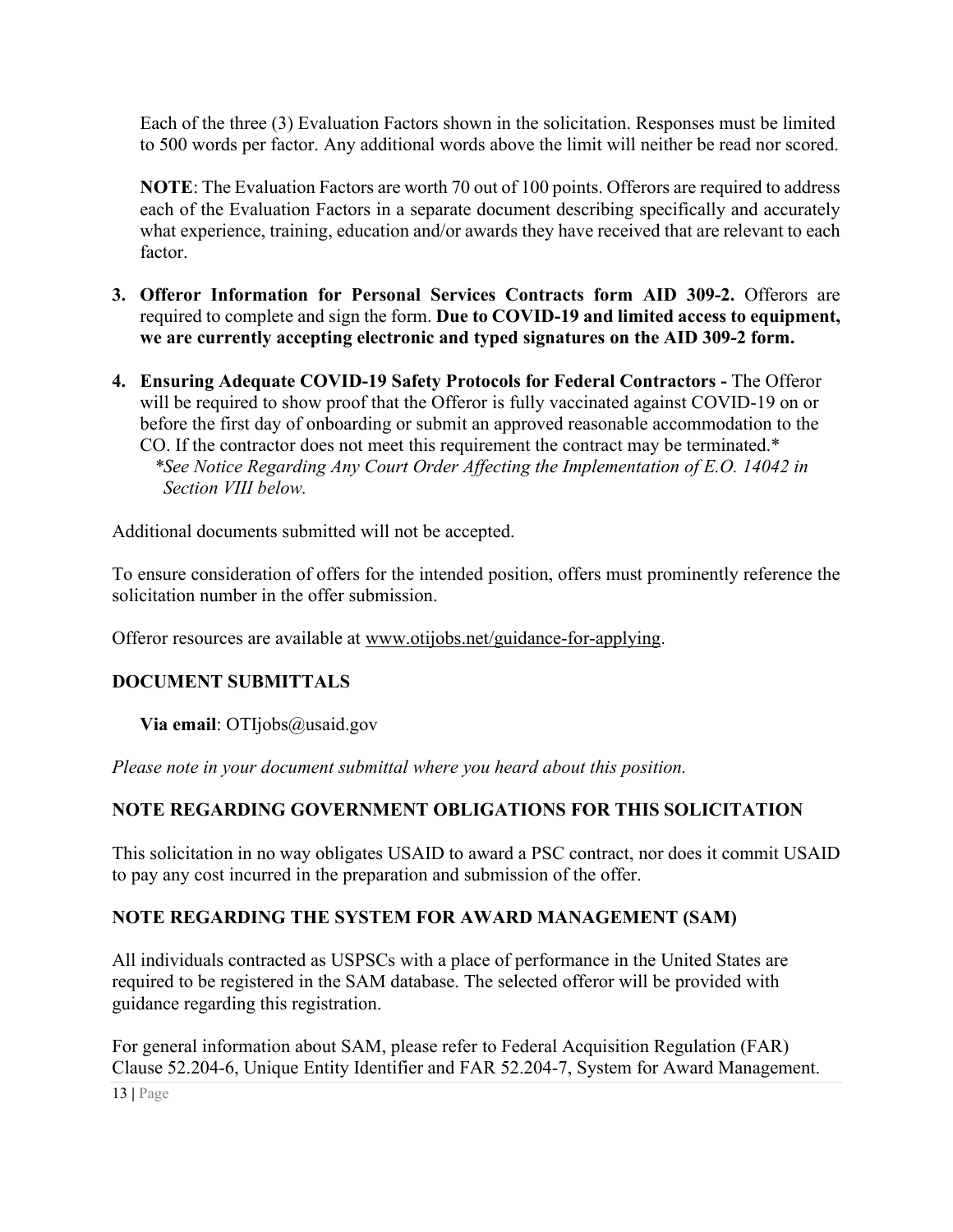Each of the three (3) Evaluation Factors shown in the solicitation. Responses must be limited to 500 words per factor. Any additional words above the limit will neither be read nor scored.

**NOTE**: The Evaluation Factors are worth 70 out of 100 points. Offerors are required to address each of the Evaluation Factors in a separate document describing specifically and accurately what experience, training, education and/or awards they have received that are relevant to each factor.

3. **Offeror Information for Personal Services Contracts form AID 309-2.** Offerors are required to complete and sign the form. **Due to COVID-19 and limited access to equipment, we are currently accepting electronic and typed signatures on the AID 309-2 form.**

4. **Ensuring Adequate COVID-19 Safety Protocols for Federal Contractors -** The Offeror will be required to show proof that the Offeror is fully vaccinated against COVID-19 on or before the first day of onboarding or submit an approved reasonable accommodation to the CO. If the contractor does not meet this requirement the contract may be terminated.*
   *\*See Notice Regarding Any Court Order Affecting the Implementation of E.O. 14042 in Section VIII below.*

Additional documents submitted will not be accepted.

To ensure consideration of offers for the intended position, offers must prominently reference the solicitation number in the offer submission.

Offeror resources are available at www.otijobs.net/guidance-for-applying.

## DOCUMENT SUBMITTALS

**Via email**: OTIjobs@usaid.gov

*Please note in your document submittal where you heard about this position.*

## NOTE REGARDING GOVERNMENT OBLIGATIONS FOR THIS SOLICITATION

This solicitation in no way obligates USAID to award a PSC contract, nor does it commit USAID to pay any cost incurred in the preparation and submission of the offer.

## NOTE REGARDING THE SYSTEM FOR AWARD MANAGEMENT (SAM)

All individuals contracted as USPSCs with a place of performance in the United States are required to be registered in the SAM database. The selected offeror will be provided with guidance regarding this registration.

For general information about SAM, please refer to Federal Acquisition Regulation (FAR) Clause 52.204-6, Unique Entity Identifier and FAR 52.204-7, System for Award Management.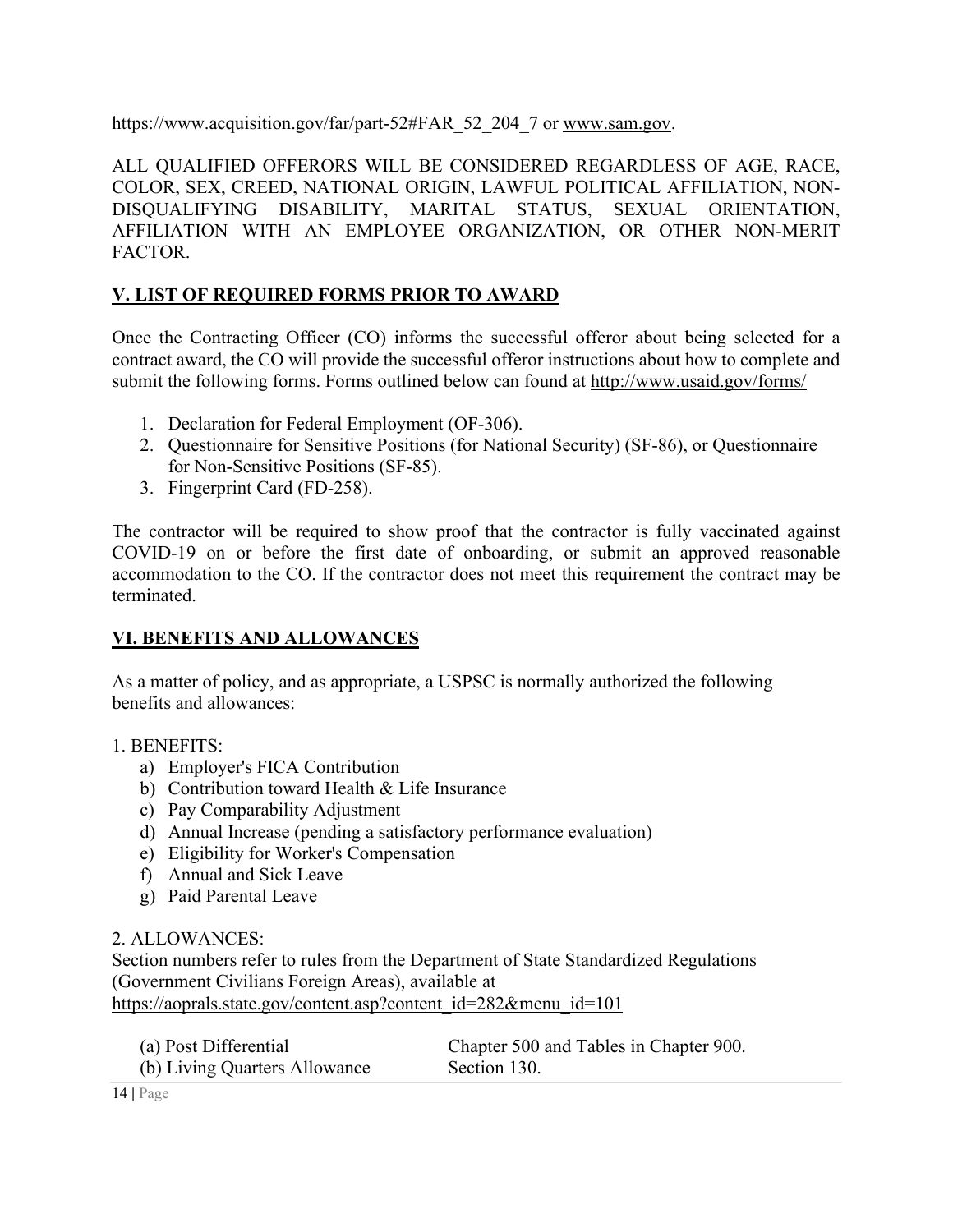https://www.acquisition.gov/far/part-52#FAR_52_204_7 or www.sam.gov.

ALL QUALIFIED OFFERORS WILL BE CONSIDERED REGARDLESS OF AGE, RACE, COLOR, SEX, CREED, NATIONAL ORIGIN, LAWFUL POLITICAL AFFILIATION, NON-DISQUALIFYING DISABILITY, MARITAL STATUS, SEXUAL ORIENTATION, AFFILIATION WITH AN EMPLOYEE ORGANIZATION, OR OTHER NON-MERIT FACTOR.

## V. LIST OF REQUIRED FORMS PRIOR TO AWARD

Once the Contracting Officer (CO) informs the successful offeror about being selected for a contract award, the CO will provide the successful offeror instructions about how to complete and submit the following forms. Forms outlined below can found at http://www.usaid.gov/forms/

1. Declaration for Federal Employment (OF-306).
2. Questionnaire for Sensitive Positions (for National Security) (SF-86), or Questionnaire for Non-Sensitive Positions (SF-85).
3. Fingerprint Card (FD-258).

The contractor will be required to show proof that the contractor is fully vaccinated against COVID-19 on or before the first date of onboarding, or submit an approved reasonable accommodation to the CO. If the contractor does not meet this requirement the contract may be terminated.

## VI. BENEFITS AND ALLOWANCES

As a matter of policy, and as appropriate, a USPSC is normally authorized the following benefits and allowances:

1. BENEFITS:
   a) Employer's FICA Contribution
   b) Contribution toward Health & Life Insurance
   c) Pay Comparability Adjustment
   d) Annual Increase (pending a satisfactory performance evaluation)
   e) Eligibility for Worker's Compensation
   f) Annual and Sick Leave
   g) Paid Parental Leave

2. ALLOWANCES:
Section numbers refer to rules from the Department of State Standardized Regulations (Government Civilians Foreign Areas), available at https://aoprals.state.gov/content.asp?content_id=282&menu_id=101

| | |
|---|---|
| (a) Post Differential | Chapter 500 and Tables in Chapter 900. |
| (b) Living Quarters Allowance | Section 130. |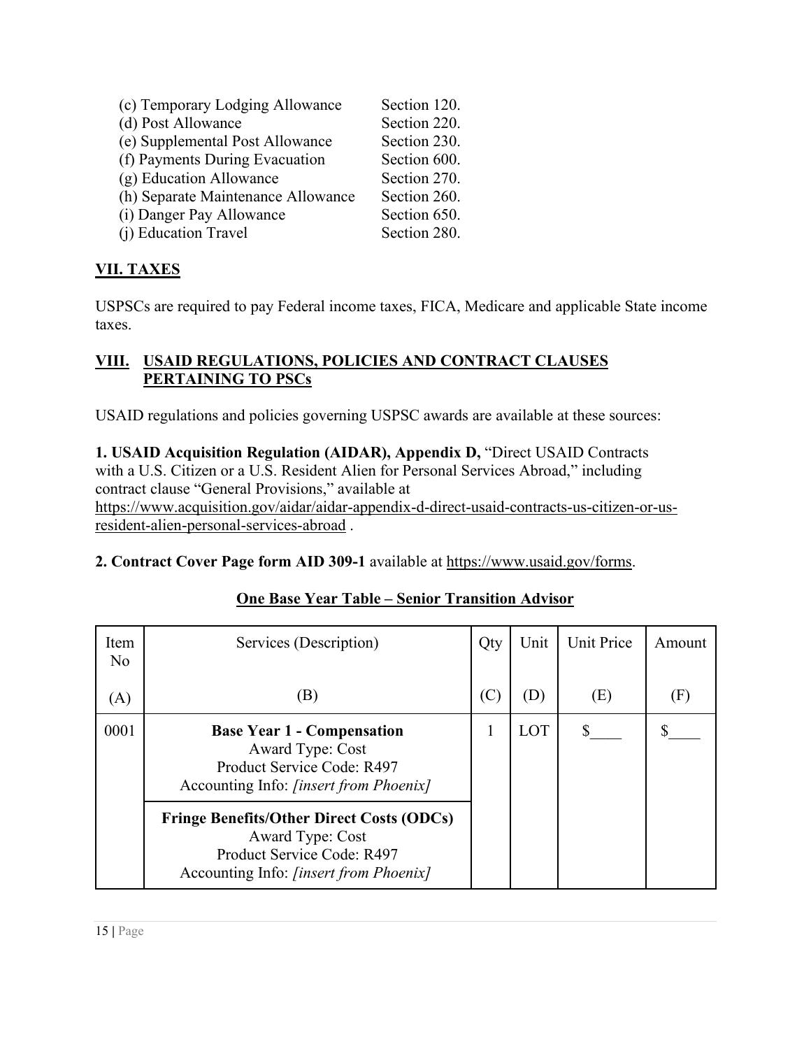(c) Temporary Lodging Allowance Section 120.
(d) Post Allowance Section 220.
(e) Supplemental Post Allowance Section 230.
(f) Payments During Evacuation Section 600.
(g) Education Allowance Section 270.
(h) Separate Maintenance Allowance Section 260.
(i) Danger Pay Allowance Section 650.
(j) Education Travel Section 280.

## VII. TAXES

USPSCs are required to pay Federal income taxes, FICA, Medicare and applicable State income taxes.

## VIII. USAID REGULATIONS, POLICIES AND CONTRACT CLAUSES PERTAINING TO PSCs

USAID regulations and policies governing USPSC awards are available at these sources:

**1. USAID Acquisition Regulation (AIDAR), Appendix D,** "Direct USAID Contracts with a U.S. Citizen or a U.S. Resident Alien for Personal Services Abroad," including contract clause "General Provisions," available at https://www.acquisition.gov/aidar/aidar-appendix-d-direct-usaid-contracts-us-citizen-or-us-resident-alien-personal-services-abroad .

**2. Contract Cover Page form AID 309-1** available at https://www.usaid.gov/forms.

**One Base Year Table – Senior Transition Advisor**

| Item No (A) | Services (Description) (B) | Qty (C) | Unit (D) | Unit Price (E) | Amount (F) |
|---|---|---|---|---|---|
| 0001 | **Base Year 1 - Compensation**<br>Award Type: Cost<br>Product Service Code: R497<br>Accounting Info: *[insert from Phoenix]*<br><br>**Fringe Benefits/Other Direct Costs (ODCs)**<br>Award Type: Cost<br>Product Service Code: R497<br>Accounting Info: *[insert from Phoenix]* | 1 | LOT | $____ | $____ |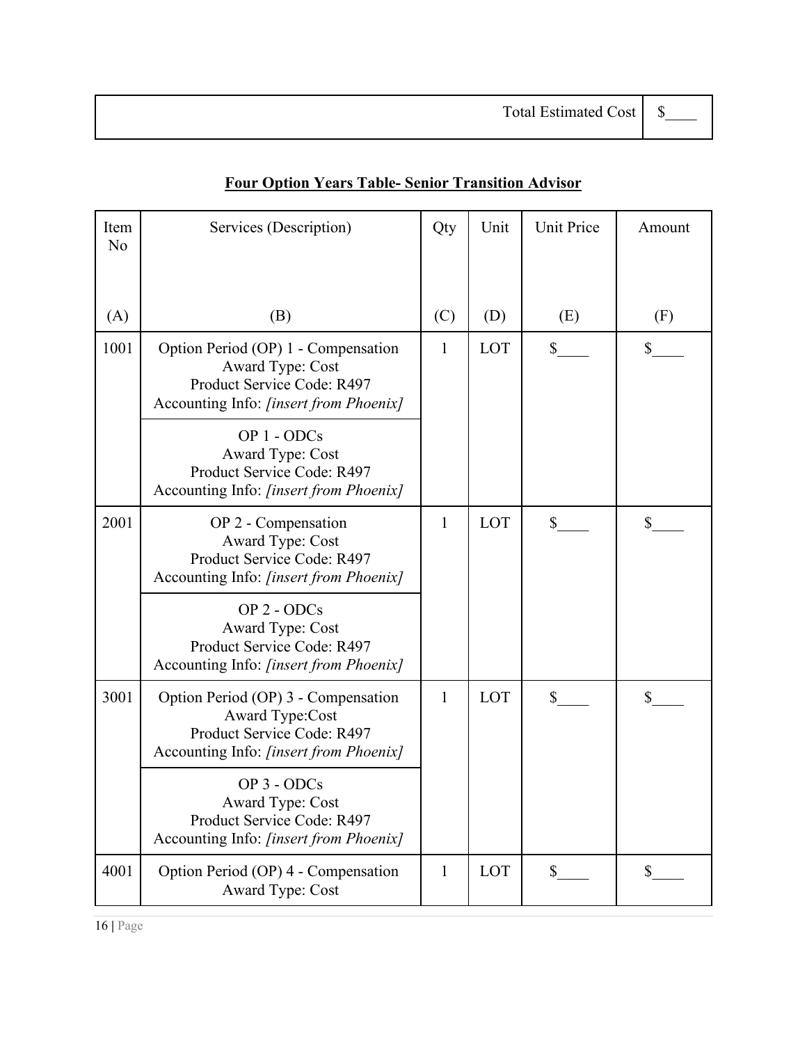| | |
|---|---|
| Total Estimated Cost | $____ |

**Four Option Years Table- Senior Transition Advisor**

| Item No (A) | Services (Description) (B) | Qty (C) | Unit (D) | Unit Price (E) | Amount (F) |
|---|---|---|---|---|---|
| 1001 | Option Period (OP) 1 - Compensation<br>Award Type: Cost<br>Product Service Code: R497<br>Accounting Info: *[insert from Phoenix]* | 1 | LOT | $____ | $____ |
| | OP 1 - ODCs<br>Award Type: Cost<br>Product Service Code: R497<br>Accounting Info: *[insert from Phoenix]* | | | | |
| 2001 | OP 2 - Compensation<br>Award Type: Cost<br>Product Service Code: R497<br>Accounting Info: *[insert from Phoenix]* | 1 | LOT | $____ | $____ |
| | OP 2 - ODCs<br>Award Type: Cost<br>Product Service Code: R497<br>Accounting Info: *[insert from Phoenix]* | | | | |
| 3001 | Option Period (OP) 3 - Compensation<br>Award Type:Cost<br>Product Service Code: R497<br>Accounting Info: *[insert from Phoenix]* | 1 | LOT | $____ | $____ |
| | OP 3 - ODCs<br>Award Type: Cost<br>Product Service Code: R497<br>Accounting Info: *[insert from Phoenix]* | | | | |
| 4001 | Option Period (OP) 4 - Compensation<br>Award Type: Cost | 1 | LOT | $____ | $____ |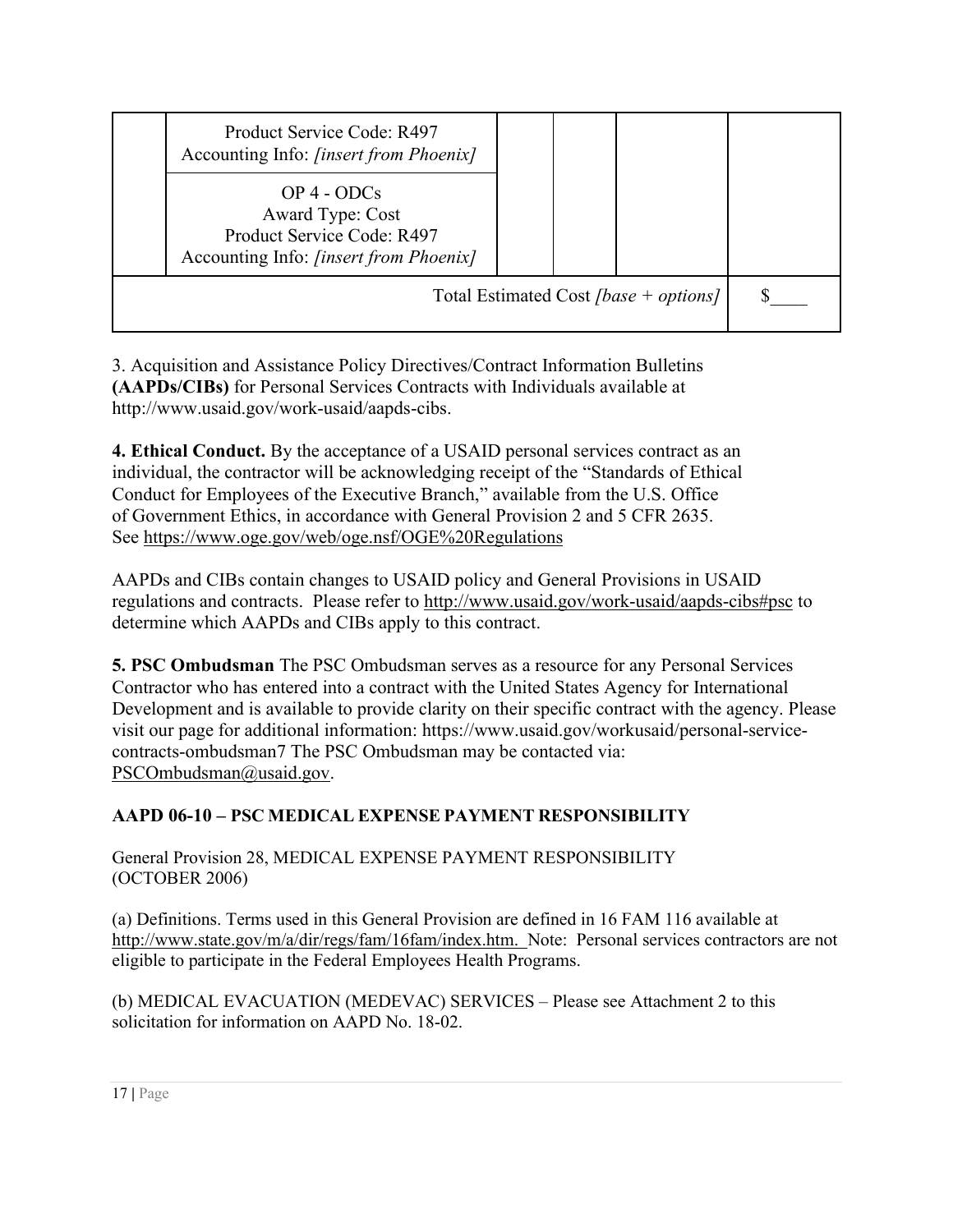| | | | | | |
|---|---|---|---|---|---|
| | Product Service Code: R497<br>Accounting Info: *[insert from Phoenix]* | | | | |
| | OP 4 - ODCs<br>Award Type: Cost<br>Product Service Code: R497<br>Accounting Info: *[insert from Phoenix]* | | | | |
| Total Estimated Cost *[base + options]* | | | | | $____ |

3. Acquisition and Assistance Policy Directives/Contract Information Bulletins **(AAPDs/CIBs)** for Personal Services Contracts with Individuals available at http://www.usaid.gov/work-usaid/aapds-cibs.

**4. Ethical Conduct.** By the acceptance of a USAID personal services contract as an individual, the contractor will be acknowledging receipt of the "Standards of Ethical Conduct for Employees of the Executive Branch," available from the U.S. Office of Government Ethics, in accordance with General Provision 2 and 5 CFR 2635. See https://www.oge.gov/web/oge.nsf/OGE%20Regulations

AAPDs and CIBs contain changes to USAID policy and General Provisions in USAID regulations and contracts. Please refer to http://www.usaid.gov/work-usaid/aapds-cibs#psc to determine which AAPDs and CIBs apply to this contract.

**5. PSC Ombudsman** The PSC Ombudsman serves as a resource for any Personal Services Contractor who has entered into a contract with the United States Agency for International Development and is available to provide clarity on their specific contract with the agency. Please visit our page for additional information: https://www.usaid.gov/workusaid/personal-service-contracts-ombudsman7 The PSC Ombudsman may be contacted via: PSCOmbudsman@usaid.gov.

**AAPD 06-10 – PSC MEDICAL EXPENSE PAYMENT RESPONSIBILITY**

General Provision 28, MEDICAL EXPENSE PAYMENT RESPONSIBILITY (OCTOBER 2006)

(a) Definitions. Terms used in this General Provision are defined in 16 FAM 116 available at http://www.state.gov/m/a/dir/regs/fam/16fam/index.htm. Note: Personal services contractors are not eligible to participate in the Federal Employees Health Programs.

(b) MEDICAL EVACUATION (MEDEVAC) SERVICES – Please see Attachment 2 to this solicitation for information on AAPD No. 18-02.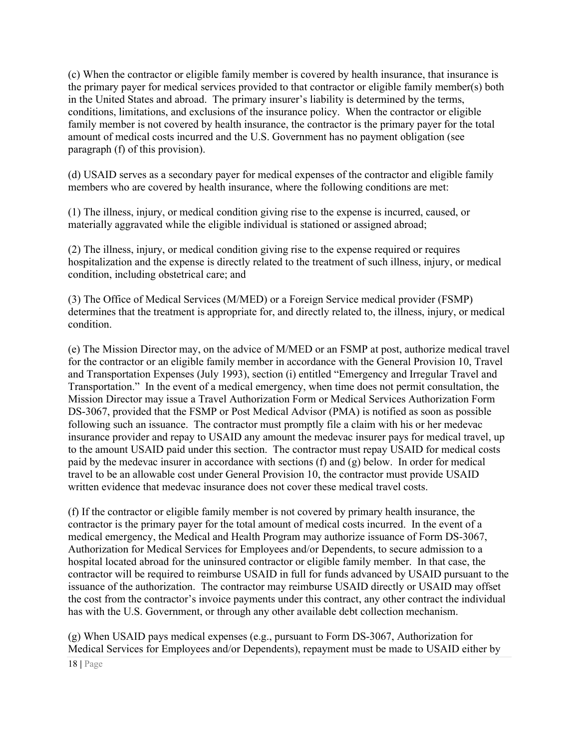(c) When the contractor or eligible family member is covered by health insurance, that insurance is the primary payer for medical services provided to that contractor or eligible family member(s) both in the United States and abroad. The primary insurer's liability is determined by the terms, conditions, limitations, and exclusions of the insurance policy. When the contractor or eligible family member is not covered by health insurance, the contractor is the primary payer for the total amount of medical costs incurred and the U.S. Government has no payment obligation (see paragraph (f) of this provision).

(d) USAID serves as a secondary payer for medical expenses of the contractor and eligible family members who are covered by health insurance, where the following conditions are met:

(1) The illness, injury, or medical condition giving rise to the expense is incurred, caused, or materially aggravated while the eligible individual is stationed or assigned abroad;

(2) The illness, injury, or medical condition giving rise to the expense required or requires hospitalization and the expense is directly related to the treatment of such illness, injury, or medical condition, including obstetrical care; and

(3) The Office of Medical Services (M/MED) or a Foreign Service medical provider (FSMP) determines that the treatment is appropriate for, and directly related to, the illness, injury, or medical condition.

(e) The Mission Director may, on the advice of M/MED or an FSMP at post, authorize medical travel for the contractor or an eligible family member in accordance with the General Provision 10, Travel and Transportation Expenses (July 1993), section (i) entitled "Emergency and Irregular Travel and Transportation." In the event of a medical emergency, when time does not permit consultation, the Mission Director may issue a Travel Authorization Form or Medical Services Authorization Form DS-3067, provided that the FSMP or Post Medical Advisor (PMA) is notified as soon as possible following such an issuance. The contractor must promptly file a claim with his or her medevac insurance provider and repay to USAID any amount the medevac insurer pays for medical travel, up to the amount USAID paid under this section. The contractor must repay USAID for medical costs paid by the medevac insurer in accordance with sections (f) and (g) below. In order for medical travel to be an allowable cost under General Provision 10, the contractor must provide USAID written evidence that medevac insurance does not cover these medical travel costs.

(f) If the contractor or eligible family member is not covered by primary health insurance, the contractor is the primary payer for the total amount of medical costs incurred. In the event of a medical emergency, the Medical and Health Program may authorize issuance of Form DS-3067, Authorization for Medical Services for Employees and/or Dependents, to secure admission to a hospital located abroad for the uninsured contractor or eligible family member. In that case, the contractor will be required to reimburse USAID in full for funds advanced by USAID pursuant to the issuance of the authorization. The contractor may reimburse USAID directly or USAID may offset the cost from the contractor's invoice payments under this contract, any other contract the individual has with the U.S. Government, or through any other available debt collection mechanism.

(g) When USAID pays medical expenses (e.g., pursuant to Form DS-3067, Authorization for Medical Services for Employees and/or Dependents), repayment must be made to USAID either by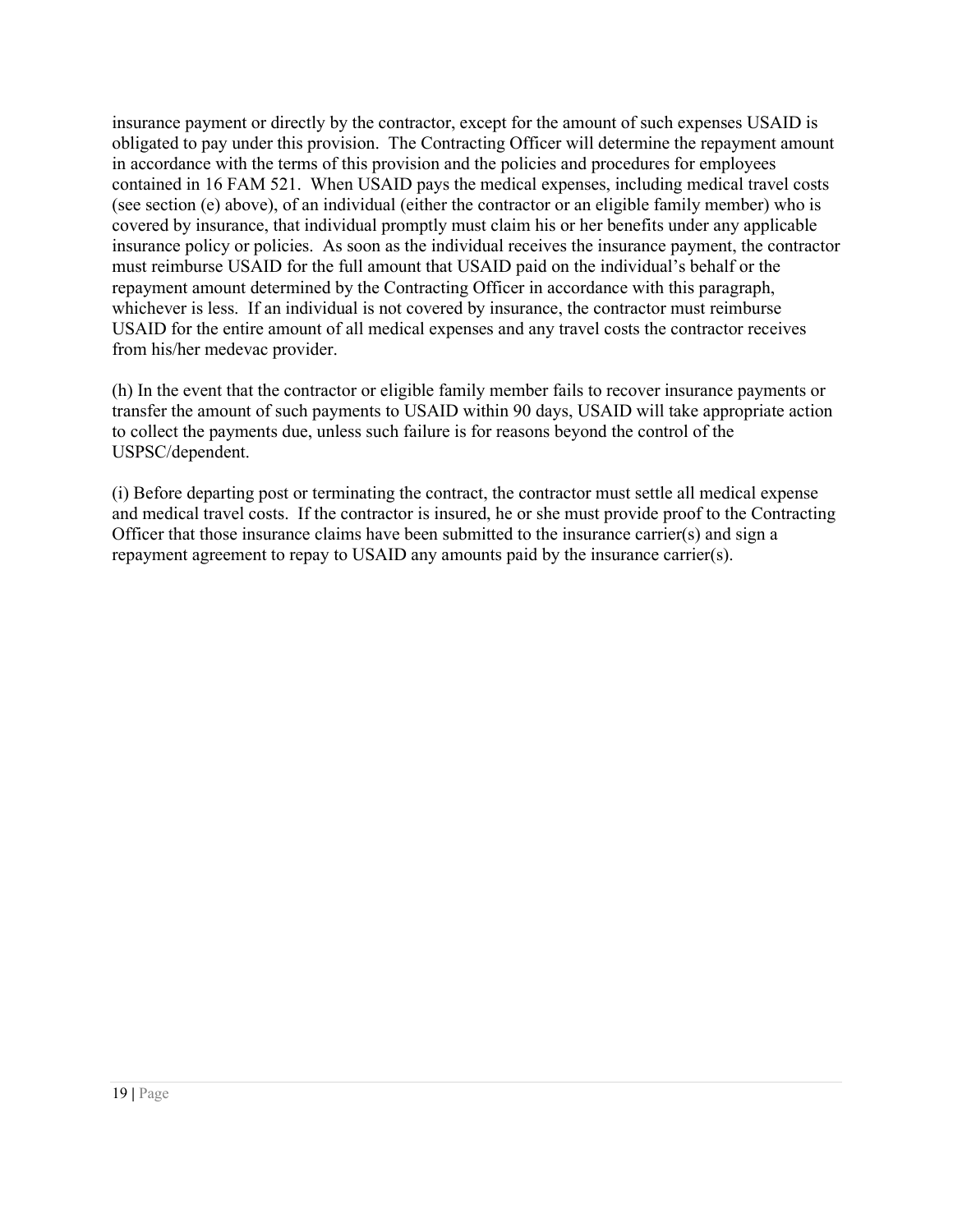insurance payment or directly by the contractor, except for the amount of such expenses USAID is obligated to pay under this provision. The Contracting Officer will determine the repayment amount in accordance with the terms of this provision and the policies and procedures for employees contained in 16 FAM 521. When USAID pays the medical expenses, including medical travel costs (see section (e) above), of an individual (either the contractor or an eligible family member) who is covered by insurance, that individual promptly must claim his or her benefits under any applicable insurance policy or policies. As soon as the individual receives the insurance payment, the contractor must reimburse USAID for the full amount that USAID paid on the individual's behalf or the repayment amount determined by the Contracting Officer in accordance with this paragraph, whichever is less. If an individual is not covered by insurance, the contractor must reimburse USAID for the entire amount of all medical expenses and any travel costs the contractor receives from his/her medevac provider.

(h) In the event that the contractor or eligible family member fails to recover insurance payments or transfer the amount of such payments to USAID within 90 days, USAID will take appropriate action to collect the payments due, unless such failure is for reasons beyond the control of the USPSC/dependent.

(i) Before departing post or terminating the contract, the contractor must settle all medical expense and medical travel costs. If the contractor is insured, he or she must provide proof to the Contracting Officer that those insurance claims have been submitted to the insurance carrier(s) and sign a repayment agreement to repay to USAID any amounts paid by the insurance carrier(s).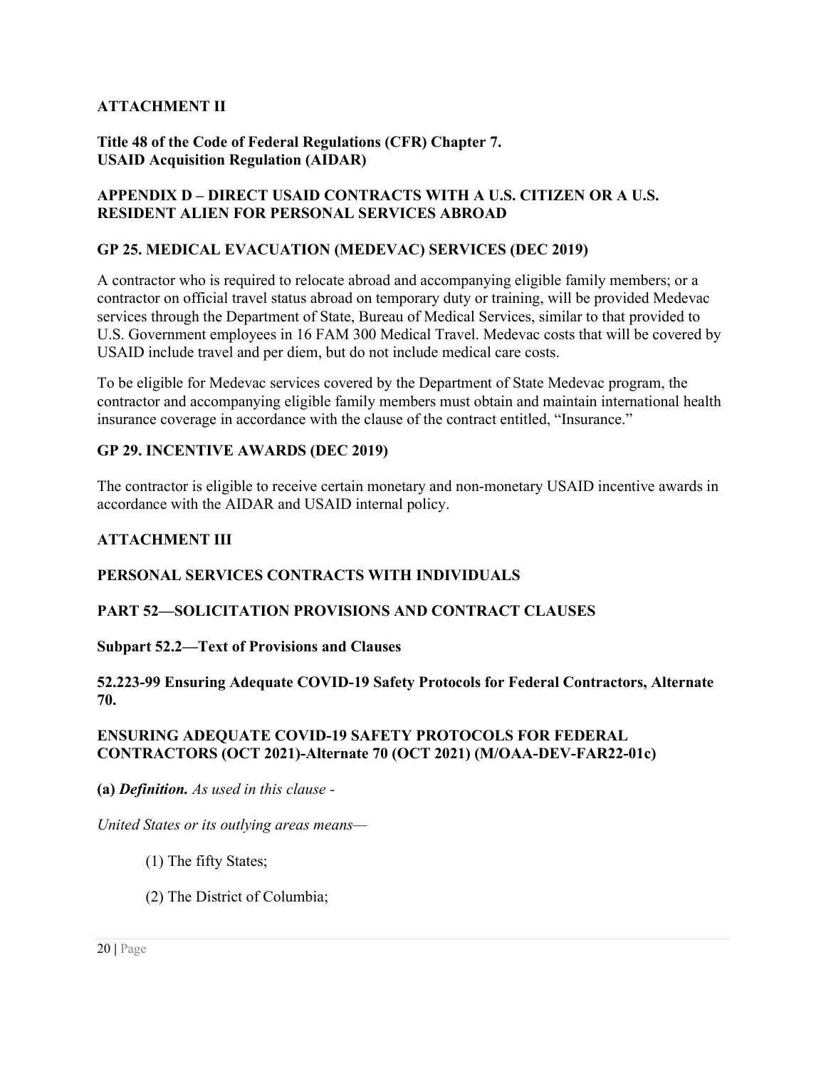## ATTACHMENT II

**Title 48 of the Code of Federal Regulations (CFR) Chapter 7.**
**USAID Acquisition Regulation (AIDAR)**

### APPENDIX D – DIRECT USAID CONTRACTS WITH A U.S. CITIZEN OR A U.S. RESIDENT ALIEN FOR PERSONAL SERVICES ABROAD

### GP 25. MEDICAL EVACUATION (MEDEVAC) SERVICES (DEC 2019)

A contractor who is required to relocate abroad and accompanying eligible family members; or a contractor on official travel status abroad on temporary duty or training, will be provided Medevac services through the Department of State, Bureau of Medical Services, similar to that provided to U.S. Government employees in 16 FAM 300 Medical Travel. Medevac costs that will be covered by USAID include travel and per diem, but do not include medical care costs.

To be eligible for Medevac services covered by the Department of State Medevac program, the contractor and accompanying eligible family members must obtain and maintain international health insurance coverage in accordance with the clause of the contract entitled, "Insurance."

### GP 29. INCENTIVE AWARDS (DEC 2019)

The contractor is eligible to receive certain monetary and non-monetary USAID incentive awards in accordance with the AIDAR and USAID internal policy.

## ATTACHMENT III

### PERSONAL SERVICES CONTRACTS WITH INDIVIDUALS

### PART 52—SOLICITATION PROVISIONS AND CONTRACT CLAUSES

**Subpart 52.2—Text of Provisions and Clauses**

### 52.223-99 Ensuring Adequate COVID-19 Safety Protocols for Federal Contractors, Alternate 70.

### ENSURING ADEQUATE COVID-19 SAFETY PROTOCOLS FOR FEDERAL CONTRACTORS (OCT 2021)-Alternate 70 (OCT 2021) (M/OAA-DEV-FAR22-01c)

**(a)** ***Definition.*** *As used in this clause -*

*United States or its outlying areas means—*

(1) The fifty States;

(2) The District of Columbia;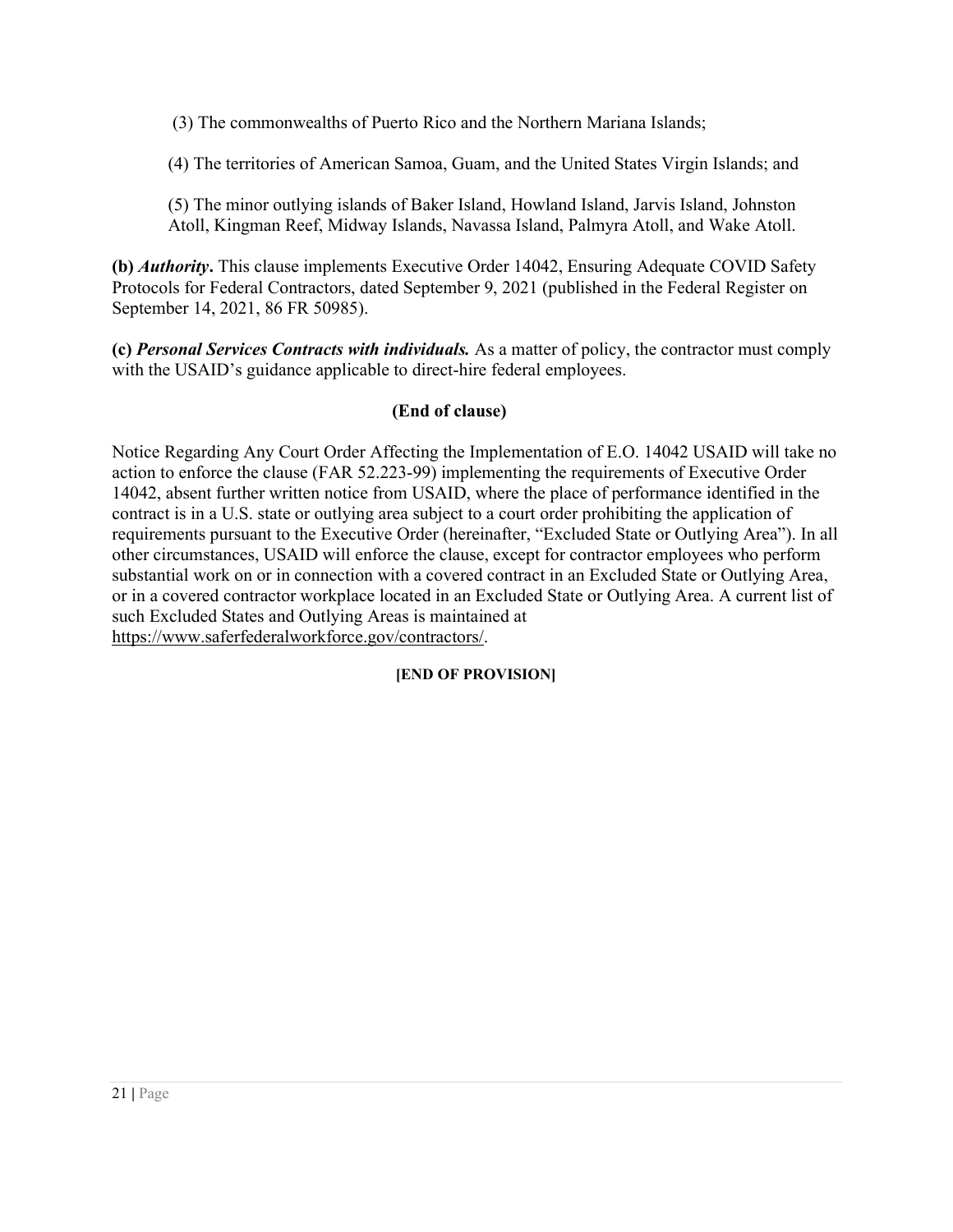(3) The commonwealths of Puerto Rico and the Northern Mariana Islands;

(4) The territories of American Samoa, Guam, and the United States Virgin Islands; and

(5) The minor outlying islands of Baker Island, Howland Island, Jarvis Island, Johnston Atoll, Kingman Reef, Midway Islands, Navassa Island, Palmyra Atoll, and Wake Atoll.

**(b)** ***Authority*****.** This clause implements Executive Order 14042, Ensuring Adequate COVID Safety Protocols for Federal Contractors, dated September 9, 2021 (published in the Federal Register on September 14, 2021, 86 FR 50985).

**(c)** ***Personal Services Contracts with individuals.*** As a matter of policy, the contractor must comply with the USAID's guidance applicable to direct-hire federal employees.

**(End of clause)**

Notice Regarding Any Court Order Affecting the Implementation of E.O. 14042 USAID will take no action to enforce the clause (FAR 52.223-99) implementing the requirements of Executive Order 14042, absent further written notice from USAID, where the place of performance identified in the contract is in a U.S. state or outlying area subject to a court order prohibiting the application of requirements pursuant to the Executive Order (hereinafter, "Excluded State or Outlying Area"). In all other circumstances, USAID will enforce the clause, except for contractor employees who perform substantial work on or in connection with a covered contract in an Excluded State or Outlying Area, or in a covered contractor workplace located in an Excluded State or Outlying Area. A current list of such Excluded States and Outlying Areas is maintained at https://www.saferfederalworkforce.gov/contractors/.

**[END OF PROVISION]**